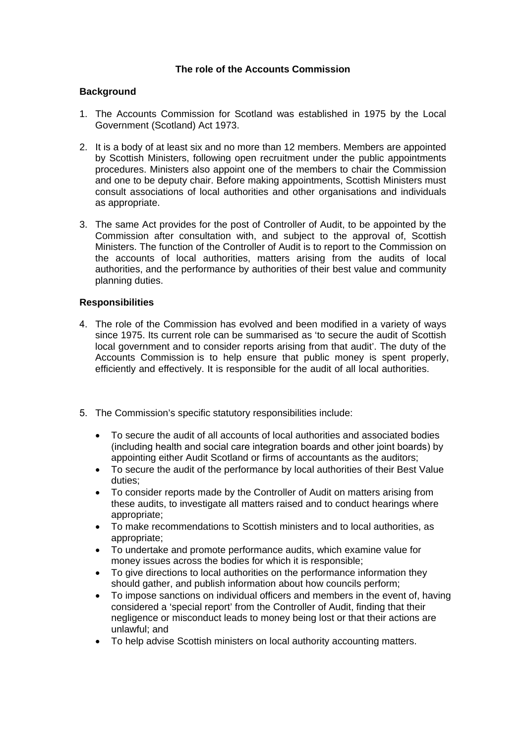# The role of the Accounts Commission

## Background

1. The Accounts Commission for Scotland was established in 1975 by the Local Government (Scotland) Act 1973.

2. It is a body of at least six and no more than 12 members. Members are appointed by Scottish Ministers, following open recruitment under the public appointments procedures. Ministers also appoint one of the members to chair the Commission and one to be deputy chair. Before making appointments, Scottish Ministers must consult associations of local authorities and other organisations and individuals as appropriate.

3. The same Act provides for the post of Controller of Audit, to be appointed by the Commission after consultation with, and subject to the approval of, Scottish Ministers. The function of the Controller of Audit is to report to the Commission on the accounts of local authorities, matters arising from the audits of local authorities, and the performance by authorities of their best value and community planning duties.

## Responsibilities

4. The role of the Commission has evolved and been modified in a variety of ways since 1975. Its current role can be summarised as 'to secure the audit of Scottish local government and to consider reports arising from that audit'. The duty of the Accounts Commission is to help ensure that public money is spent properly, efficiently and effectively. It is responsible for the audit of all local authorities.

5. The Commission's specific statutory responsibilities include:

   - To secure the audit of all accounts of local authorities and associated bodies (including health and social care integration boards and other joint boards) by appointing either Audit Scotland or firms of accountants as the auditors;
   - To secure the audit of the performance by local authorities of their Best Value duties;
   - To consider reports made by the Controller of Audit on matters arising from these audits, to investigate all matters raised and to conduct hearings where appropriate;
   - To make recommendations to Scottish ministers and to local authorities, as appropriate;
   - To undertake and promote performance audits, which examine value for money issues across the bodies for which it is responsible;
   - To give directions to local authorities on the performance information they should gather, and publish information about how councils perform;
   - To impose sanctions on individual officers and members in the event of, having considered a 'special report' from the Controller of Audit, finding that their negligence or misconduct leads to money being lost or that their actions are unlawful; and
   - To help advise Scottish ministers on local authority accounting matters.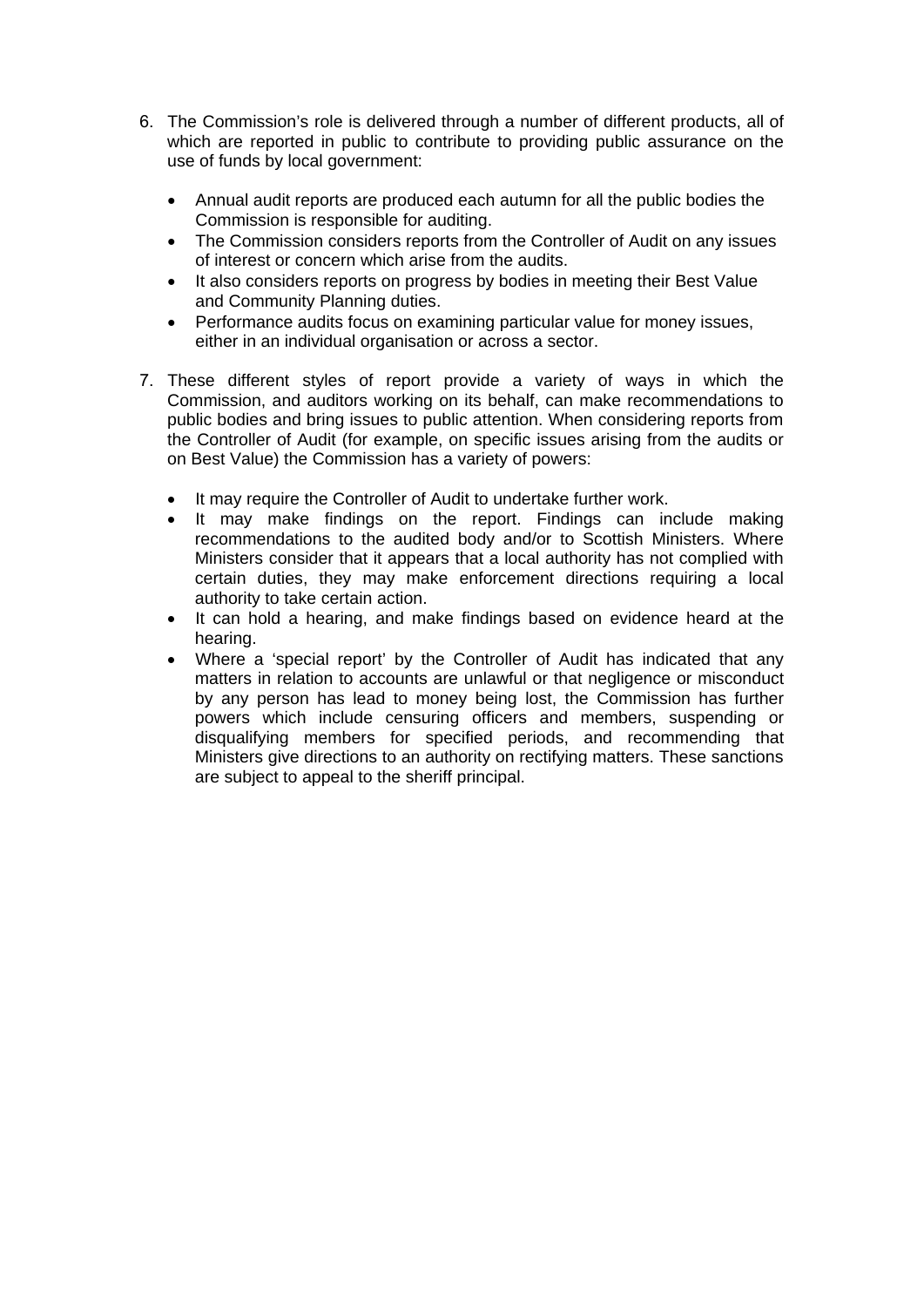6. The Commission's role is delivered through a number of different products, all of which are reported in public to contribute to providing public assurance on the use of funds by local government:

   - Annual audit reports are produced each autumn for all the public bodies the Commission is responsible for auditing.
   - The Commission considers reports from the Controller of Audit on any issues of interest or concern which arise from the audits.
   - It also considers reports on progress by bodies in meeting their Best Value and Community Planning duties.
   - Performance audits focus on examining particular value for money issues, either in an individual organisation or across a sector.

7. These different styles of report provide a variety of ways in which the Commission, and auditors working on its behalf, can make recommendations to public bodies and bring issues to public attention. When considering reports from the Controller of Audit (for example, on specific issues arising from the audits or on Best Value) the Commission has a variety of powers:

   - It may require the Controller of Audit to undertake further work.
   - It may make findings on the report. Findings can include making recommendations to the audited body and/or to Scottish Ministers. Where Ministers consider that it appears that a local authority has not complied with certain duties, they may make enforcement directions requiring a local authority to take certain action.
   - It can hold a hearing, and make findings based on evidence heard at the hearing.
   - Where a 'special report' by the Controller of Audit has indicated that any matters in relation to accounts are unlawful or that negligence or misconduct by any person has lead to money being lost, the Commission has further powers which include censuring officers and members, suspending or disqualifying members for specified periods, and recommending that Ministers give directions to an authority on rectifying matters. These sanctions are subject to appeal to the sheriff principal.